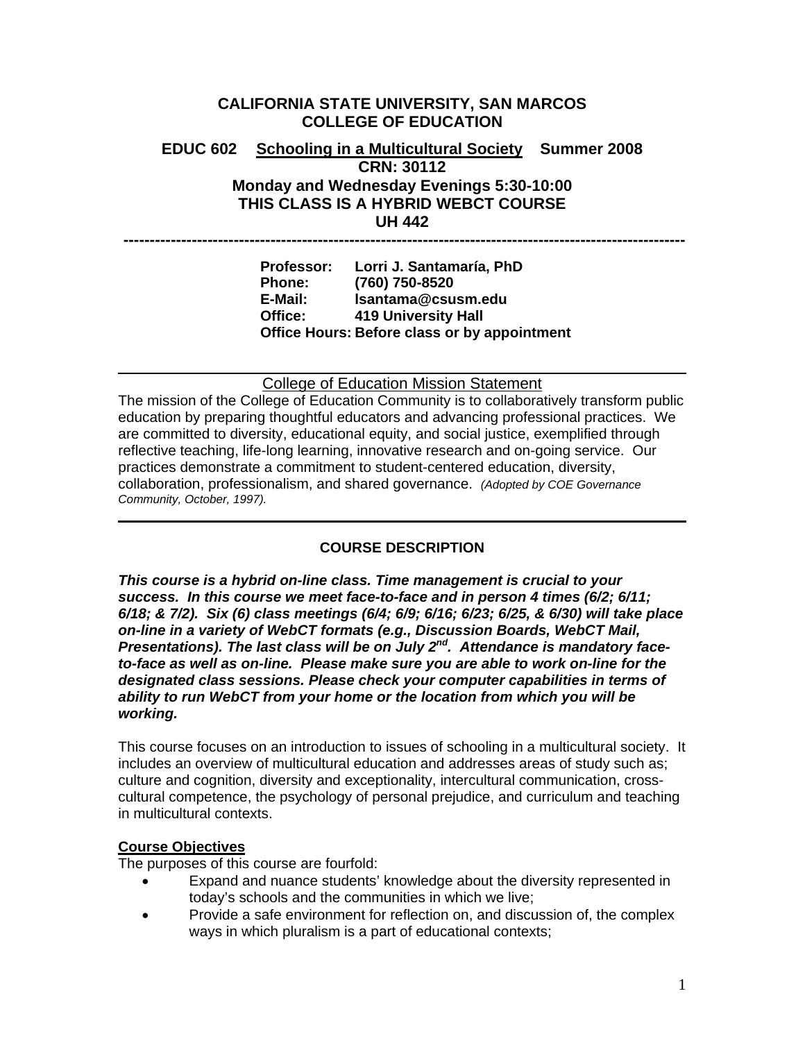# CALIFORNIA STATE UNIVERSITY, SAN MARCOS
# COLLEGE OF EDUCATION

## EDUC 602 Schooling in a Multicultural Society Summer 2008

**CRN: 30112**
**Monday and Wednesday Evenings 5:30-10:00**
**THIS CLASS IS A HYBRID WEBCT COURSE**
**UH 442**

---

**Professor:** Lorri J. Santamaría, PhD
**Phone:** (760) 750-8520
**E-Mail:** lsantama@csusm.edu
**Office:** 419 University Hall
**Office Hours:** Before class or by appointment

---

## College of Education Mission Statement

The mission of the College of Education Community is to collaboratively transform public education by preparing thoughtful educators and advancing professional practices. We are committed to diversity, educational equity, and social justice, exemplified through reflective teaching, life-long learning, innovative research and on-going service. Our practices demonstrate a commitment to student-centered education, diversity, collaboration, professionalism, and shared governance. *(Adopted by COE Governance Community, October, 1997).*

---

## COURSE DESCRIPTION

***This course is a hybrid on-line class. Time management is crucial to your success. In this course we meet face-to-face and in person 4 times (6/2; 6/11; 6/18; & 7/2). Six (6) class meetings (6/4; 6/9; 6/16; 6/23; 6/25, & 6/30) will take place on-line in a variety of WebCT formats (e.g., Discussion Boards, WebCT Mail, Presentations). The last class will be on July 2nd. Attendance is mandatory face-to-face as well as on-line. Please make sure you are able to work on-line for the designated class sessions. Please check your computer capabilities in terms of ability to run WebCT from your home or the location from which you will be working.***

This course focuses on an introduction to issues of schooling in a multicultural society. It includes an overview of multicultural education and addresses areas of study such as; culture and cognition, diversity and exceptionality, intercultural communication, cross-cultural competence, the psychology of personal prejudice, and curriculum and teaching in multicultural contexts.

### Course Objectives

The purposes of this course are fourfold:

- Expand and nuance students' knowledge about the diversity represented in today's schools and the communities in which we live;
- Provide a safe environment for reflection on, and discussion of, the complex ways in which pluralism is a part of educational contexts;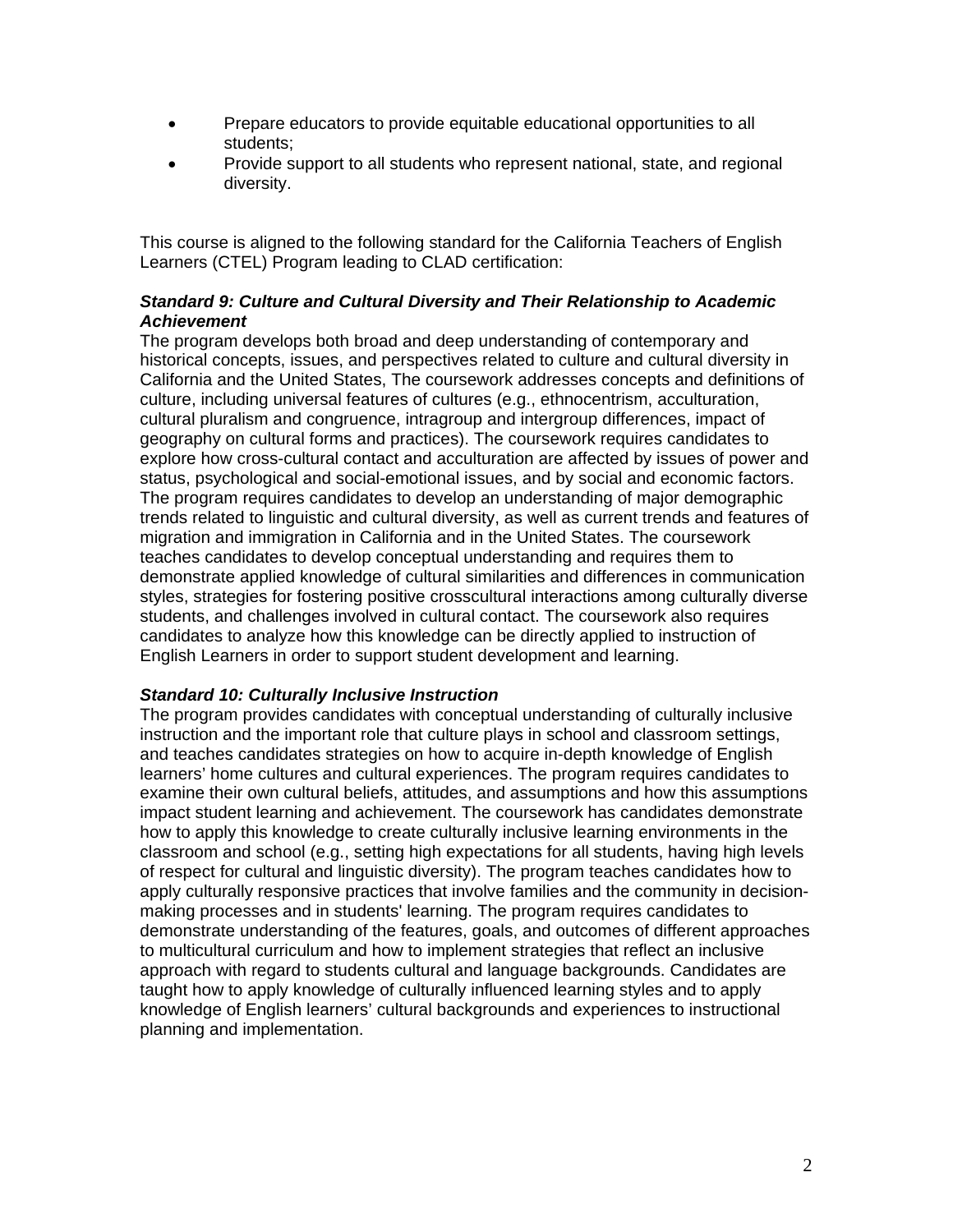- Prepare educators to provide equitable educational opportunities to all students;
- Provide support to all students who represent national, state, and regional diversity.

This course is aligned to the following standard for the California Teachers of English Learners (CTEL) Program leading to CLAD certification:

***Standard 9: Culture and Cultural Diversity and Their Relationship to Academic Achievement***

The program develops both broad and deep understanding of contemporary and historical concepts, issues, and perspectives related to culture and cultural diversity in California and the United States, The coursework addresses concepts and definitions of culture, including universal features of cultures (e.g., ethnocentrism, acculturation, cultural pluralism and congruence, intragroup and intergroup differences, impact of geography on cultural forms and practices). The coursework requires candidates to explore how cross-cultural contact and acculturation are affected by issues of power and status, psychological and social-emotional issues, and by social and economic factors. The program requires candidates to develop an understanding of major demographic trends related to linguistic and cultural diversity, as well as current trends and features of migration and immigration in California and in the United States. The coursework teaches candidates to develop conceptual understanding and requires them to demonstrate applied knowledge of cultural similarities and differences in communication styles, strategies for fostering positive crosscultural interactions among culturally diverse students, and challenges involved in cultural contact. The coursework also requires candidates to analyze how this knowledge can be directly applied to instruction of English Learners in order to support student development and learning.

***Standard 10: Culturally Inclusive Instruction***

The program provides candidates with conceptual understanding of culturally inclusive instruction and the important role that culture plays in school and classroom settings, and teaches candidates strategies on how to acquire in-depth knowledge of English learners' home cultures and cultural experiences. The program requires candidates to examine their own cultural beliefs, attitudes, and assumptions and how this assumptions impact student learning and achievement. The coursework has candidates demonstrate how to apply this knowledge to create culturally inclusive learning environments in the classroom and school (e.g., setting high expectations for all students, having high levels of respect for cultural and linguistic diversity). The program teaches candidates how to apply culturally responsive practices that involve families and the community in decision-making processes and in students' learning. The program requires candidates to demonstrate understanding of the features, goals, and outcomes of different approaches to multicultural curriculum and how to implement strategies that reflect an inclusive approach with regard to students cultural and language backgrounds. Candidates are taught how to apply knowledge of culturally influenced learning styles and to apply knowledge of English learners' cultural backgrounds and experiences to instructional planning and implementation.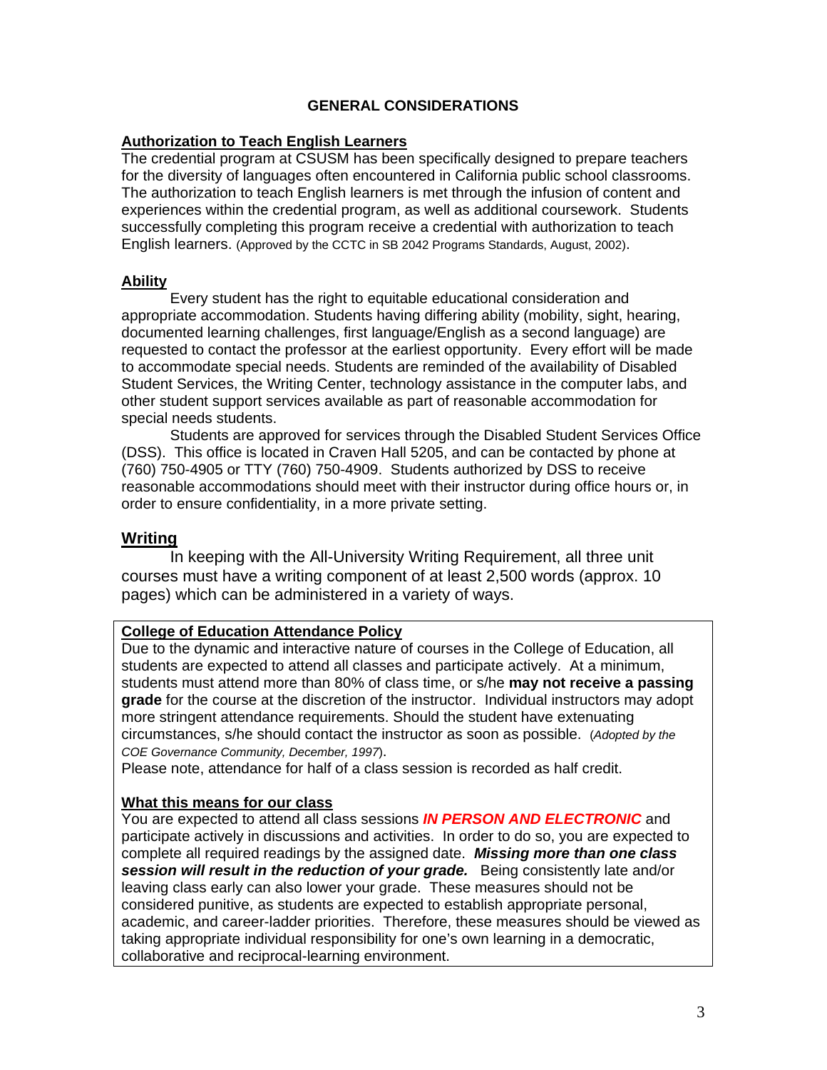## GENERAL CONSIDERATIONS

### Authorization to Teach English Learners

The credential program at CSUSM has been specifically designed to prepare teachers for the diversity of languages often encountered in California public school classrooms. The authorization to teach English learners is met through the infusion of content and experiences within the credential program, as well as additional coursework. Students successfully completing this program receive a credential with authorization to teach English learners. (Approved by the CCTC in SB 2042 Programs Standards, August, 2002).

### Ability

Every student has the right to equitable educational consideration and appropriate accommodation. Students having differing ability (mobility, sight, hearing, documented learning challenges, first language/English as a second language) are requested to contact the professor at the earliest opportunity. Every effort will be made to accommodate special needs. Students are reminded of the availability of Disabled Student Services, the Writing Center, technology assistance in the computer labs, and other student support services available as part of reasonable accommodation for special needs students.

Students are approved for services through the Disabled Student Services Office (DSS). This office is located in Craven Hall 5205, and can be contacted by phone at (760) 750-4905 or TTY (760) 750-4909. Students authorized by DSS to receive reasonable accommodations should meet with their instructor during office hours or, in order to ensure confidentiality, in a more private setting.

### Writing

In keeping with the All-University Writing Requirement, all three unit courses must have a writing component of at least 2,500 words (approx. 10 pages) which can be administered in a variety of ways.

### College of Education Attendance Policy

Due to the dynamic and interactive nature of courses in the College of Education, all students are expected to attend all classes and participate actively. At a minimum, students must attend more than 80% of class time, or s/he **may not receive a passing grade** for the course at the discretion of the instructor. Individual instructors may adopt more stringent attendance requirements. Should the student have extenuating circumstances, s/he should contact the instructor as soon as possible. (*Adopted by the COE Governance Community, December, 1997*).

Please note, attendance for half of a class session is recorded as half credit.

### What this means for our class

You are expected to attend all class sessions ***IN PERSON AND ELECTRONIC*** and participate actively in discussions and activities. In order to do so, you are expected to complete all required readings by the assigned date. ***Missing more than one class session will result in the reduction of your grade.*** Being consistently late and/or leaving class early can also lower your grade. These measures should not be considered punitive, as students are expected to establish appropriate personal, academic, and career-ladder priorities. Therefore, these measures should be viewed as taking appropriate individual responsibility for one's own learning in a democratic, collaborative and reciprocal-learning environment.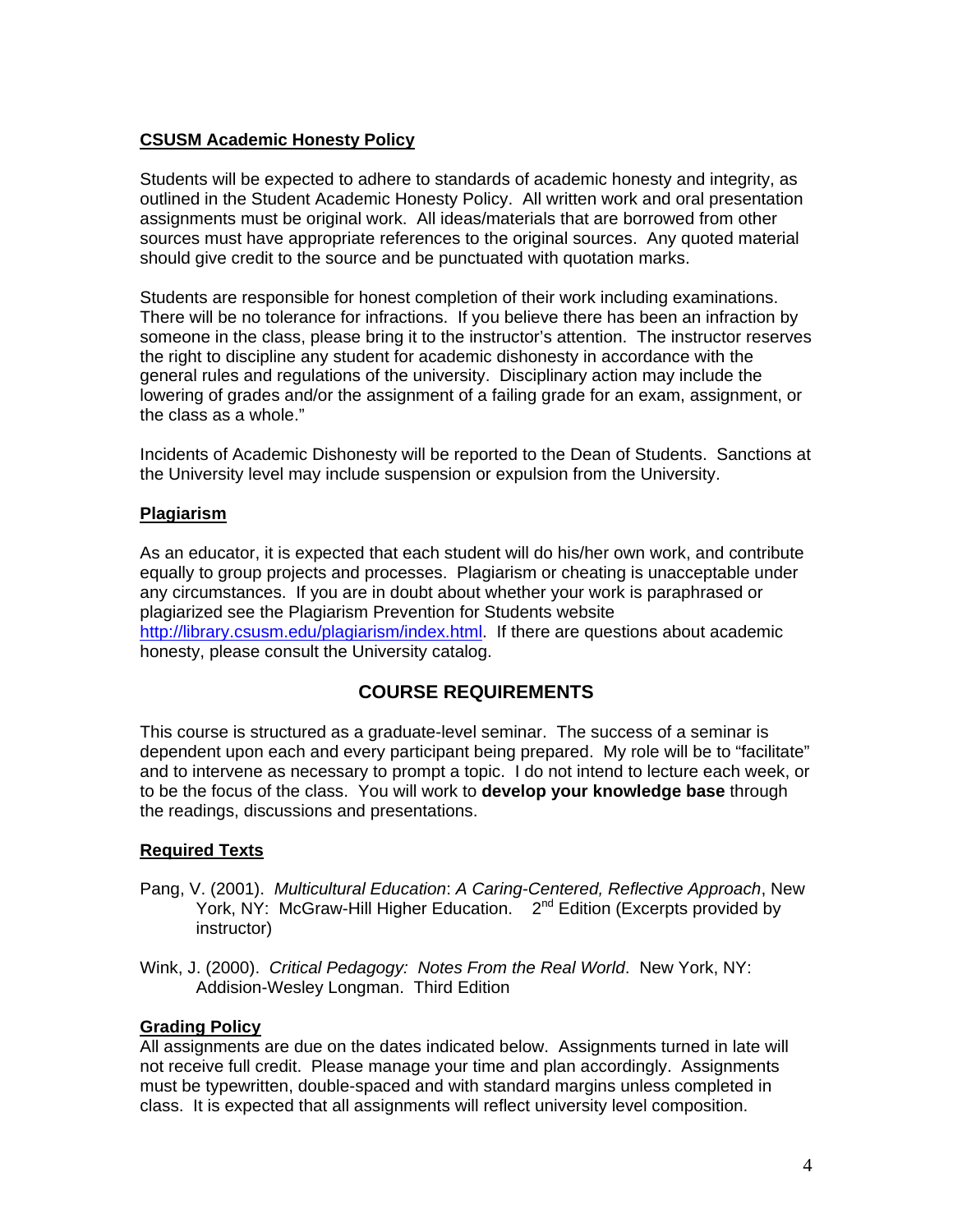**CSUSM Academic Honesty Policy**

Students will be expected to adhere to standards of academic honesty and integrity, as outlined in the Student Academic Honesty Policy. All written work and oral presentation assignments must be original work. All ideas/materials that are borrowed from other sources must have appropriate references to the original sources. Any quoted material should give credit to the source and be punctuated with quotation marks.

Students are responsible for honest completion of their work including examinations. There will be no tolerance for infractions. If you believe there has been an infraction by someone in the class, please bring it to the instructor's attention. The instructor reserves the right to discipline any student for academic dishonesty in accordance with the general rules and regulations of the university. Disciplinary action may include the lowering of grades and/or the assignment of a failing grade for an exam, assignment, or the class as a whole."

Incidents of Academic Dishonesty will be reported to the Dean of Students. Sanctions at the University level may include suspension or expulsion from the University.

**Plagiarism**

As an educator, it is expected that each student will do his/her own work, and contribute equally to group projects and processes. Plagiarism or cheating is unacceptable under any circumstances. If you are in doubt about whether your work is paraphrased or plagiarized see the Plagiarism Prevention for Students website http://library.csusm.edu/plagiarism/index.html. If there are questions about academic honesty, please consult the University catalog.

## COURSE REQUIREMENTS

This course is structured as a graduate-level seminar. The success of a seminar is dependent upon each and every participant being prepared. My role will be to "facilitate" and to intervene as necessary to prompt a topic. I do not intend to lecture each week, or to be the focus of the class. You will work to **develop your knowledge base** through the readings, discussions and presentations.

**Required Texts**

Pang, V. (2001). *Multicultural Education*: *A Caring-Centered, Reflective Approach*, New York, NY: McGraw-Hill Higher Education. 2nd Edition (Excerpts provided by instructor)

Wink, J. (2000). *Critical Pedagogy: Notes From the Real World*. New York, NY: Addision-Wesley Longman. Third Edition

**Grading Policy**

All assignments are due on the dates indicated below. Assignments turned in late will not receive full credit. Please manage your time and plan accordingly. Assignments must be typewritten, double-spaced and with standard margins unless completed in class. It is expected that all assignments will reflect university level composition.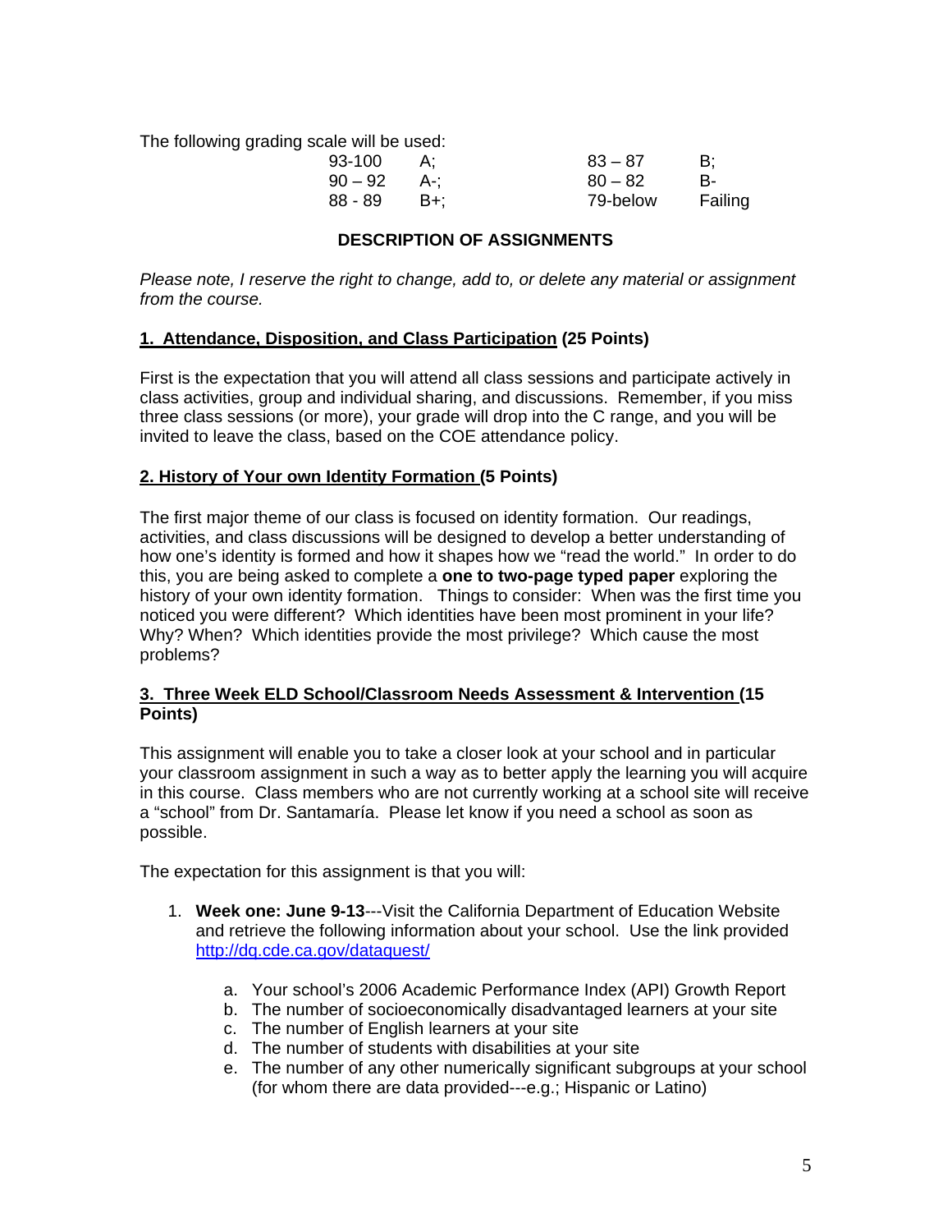The following grading scale will be used:

| | | | |
|---|---|---|---|
| 93-100 | A; | 83 – 87 | B; |
| 90 – 92 | A-; | 80 – 82 | B- |
| 88 - 89 | B+; | 79-below | Failing |

## DESCRIPTION OF ASSIGNMENTS

*Please note, I reserve the right to change, add to, or delete any material or assignment from the course.*

### 1. Attendance, Disposition, and Class Participation (25 Points)

First is the expectation that you will attend all class sessions and participate actively in class activities, group and individual sharing, and discussions. Remember, if you miss three class sessions (or more), your grade will drop into the C range, and you will be invited to leave the class, based on the COE attendance policy.

### 2. History of Your own Identity Formation (5 Points)

The first major theme of our class is focused on identity formation. Our readings, activities, and class discussions will be designed to develop a better understanding of how one's identity is formed and how it shapes how we "read the world." In order to do this, you are being asked to complete a **one to two-page typed paper** exploring the history of your own identity formation. Things to consider: When was the first time you noticed you were different? Which identities have been most prominent in your life? Why? When? Which identities provide the most privilege? Which cause the most problems?

### 3. Three Week ELD School/Classroom Needs Assessment & Intervention (15 Points)

This assignment will enable you to take a closer look at your school and in particular your classroom assignment in such a way as to better apply the learning you will acquire in this course. Class members who are not currently working at a school site will receive a "school" from Dr. Santamaría. Please let know if you need a school as soon as possible.

The expectation for this assignment is that you will:

1. **Week one: June 9-13**---Visit the California Department of Education Website and retrieve the following information about your school. Use the link provided http://dq.cde.ca.gov/dataquest/
   a. Your school's 2006 Academic Performance Index (API) Growth Report
   b. The number of socioeconomically disadvantaged learners at your site
   c. The number of English learners at your site
   d. The number of students with disabilities at your site
   e. The number of any other numerically significant subgroups at your school (for whom there are data provided---e.g.; Hispanic or Latino)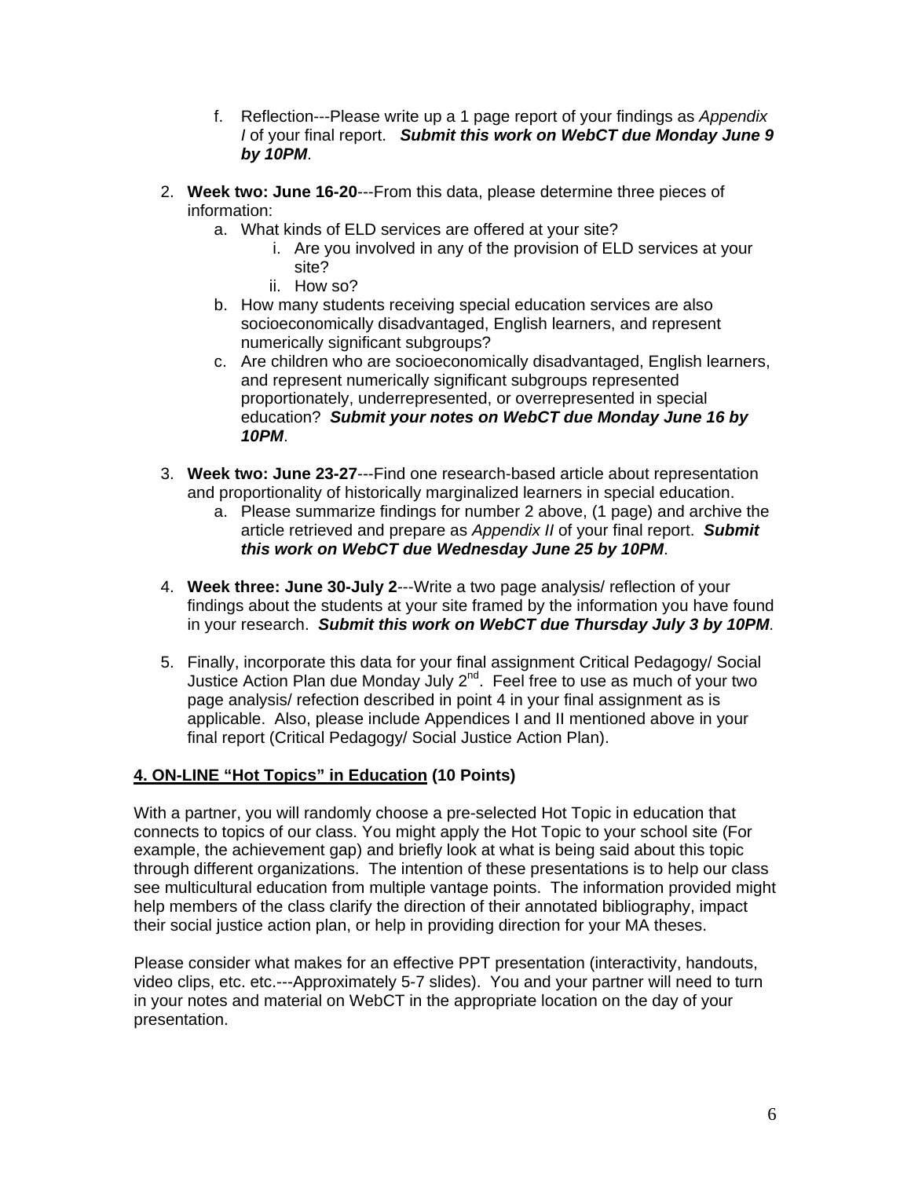f. Reflection---Please write up a 1 page report of your findings as *Appendix I* of your final report. ***Submit this work on WebCT due Monday June 9 by 10PM***.

2. **Week two: June 16-20**---From this data, please determine three pieces of information:
   a. What kinds of ELD services are offered at your site?
      i. Are you involved in any of the provision of ELD services at your site?
      ii. How so?
   b. How many students receiving special education services are also socioeconomically disadvantaged, English learners, and represent numerically significant subgroups?
   c. Are children who are socioeconomically disadvantaged, English learners, and represent numerically significant subgroups represented proportionately, underrepresented, or overrepresented in special education? ***Submit your notes on WebCT due Monday June 16 by 10PM***.

3. **Week two: June 23-27**---Find one research-based article about representation and proportionality of historically marginalized learners in special education.
   a. Please summarize findings for number 2 above, (1 page) and archive the article retrieved and prepare as *Appendix II* of your final report. ***Submit this work on WebCT due Wednesday June 25 by 10PM***.

4. **Week three: June 30-July 2**---Write a two page analysis/ reflection of your findings about the students at your site framed by the information you have found in your research. ***Submit this work on WebCT due Thursday July 3 by 10PM***.

5. Finally, incorporate this data for your final assignment Critical Pedagogy/ Social Justice Action Plan due Monday July 2nd. Feel free to use as much of your two page analysis/ refection described in point 4 in your final assignment as is applicable. Also, please include Appendices I and II mentioned above in your final report (Critical Pedagogy/ Social Justice Action Plan).

**4. ON-LINE "Hot Topics" in Education (10 Points)**

With a partner, you will randomly choose a pre-selected Hot Topic in education that connects to topics of our class. You might apply the Hot Topic to your school site (For example, the achievement gap) and briefly look at what is being said about this topic through different organizations. The intention of these presentations is to help our class see multicultural education from multiple vantage points. The information provided might help members of the class clarify the direction of their annotated bibliography, impact their social justice action plan, or help in providing direction for your MA theses.

Please consider what makes for an effective PPT presentation (interactivity, handouts, video clips, etc. etc.---Approximately 5-7 slides). You and your partner will need to turn in your notes and material on WebCT in the appropriate location on the day of your presentation.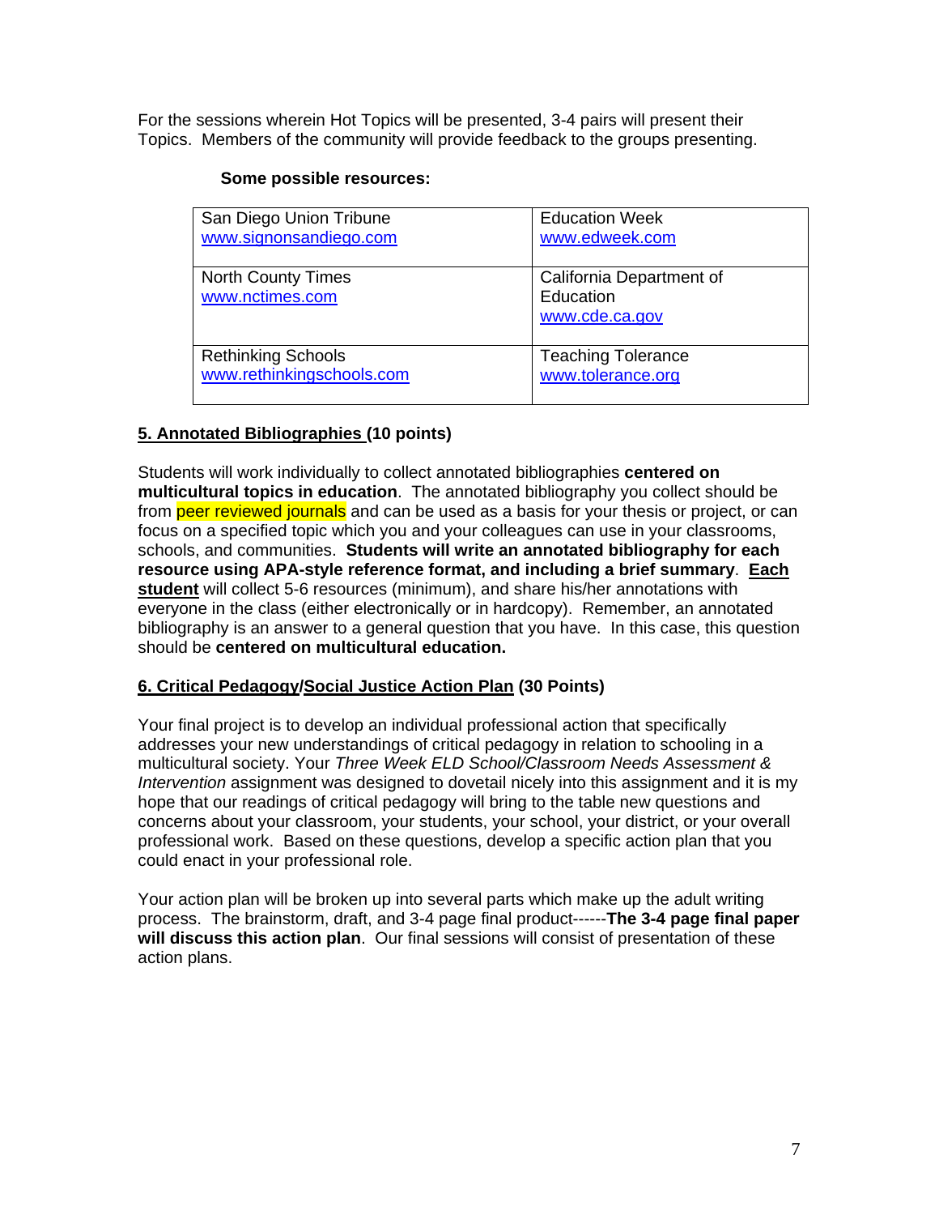For the sessions wherein Hot Topics will be presented, 3-4 pairs will present their Topics. Members of the community will provide feedback to the groups presenting.

**Some possible resources:**

| | |
|---|---|
| San Diego Union Tribune<br>www.signonsandiego.com | Education Week<br>www.edweek.com |
| North County Times<br>www.nctimes.com | California Department of Education<br>www.cde.ca.gov |
| Rethinking Schools<br>www.rethinkingschools.com | Teaching Tolerance<br>www.tolerance.org |

**5. Annotated Bibliographies (10 points)**

Students will work individually to collect annotated bibliographies **centered on multicultural topics in education**. The annotated bibliography you collect should be from peer reviewed journals and can be used as a basis for your thesis or project, or can focus on a specified topic which you and your colleagues can use in your classrooms, schools, and communities. **Students will write an annotated bibliography for each resource using APA-style reference format, and including a brief summary**. **Each student** will collect 5-6 resources (minimum), and share his/her annotations with everyone in the class (either electronically or in hardcopy). Remember, an annotated bibliography is an answer to a general question that you have. In this case, this question should be **centered on multicultural education.**

**6. Critical Pedagogy/Social Justice Action Plan (30 Points)**

Your final project is to develop an individual professional action that specifically addresses your new understandings of critical pedagogy in relation to schooling in a multicultural society. Your *Three Week ELD School/Classroom Needs Assessment & Intervention* assignment was designed to dovetail nicely into this assignment and it is my hope that our readings of critical pedagogy will bring to the table new questions and concerns about your classroom, your students, your school, your district, or your overall professional work. Based on these questions, develop a specific action plan that you could enact in your professional role.

Your action plan will be broken up into several parts which make up the adult writing process. The brainstorm, draft, and 3-4 page final product------**The 3-4 page final paper will discuss this action plan**. Our final sessions will consist of presentation of these action plans.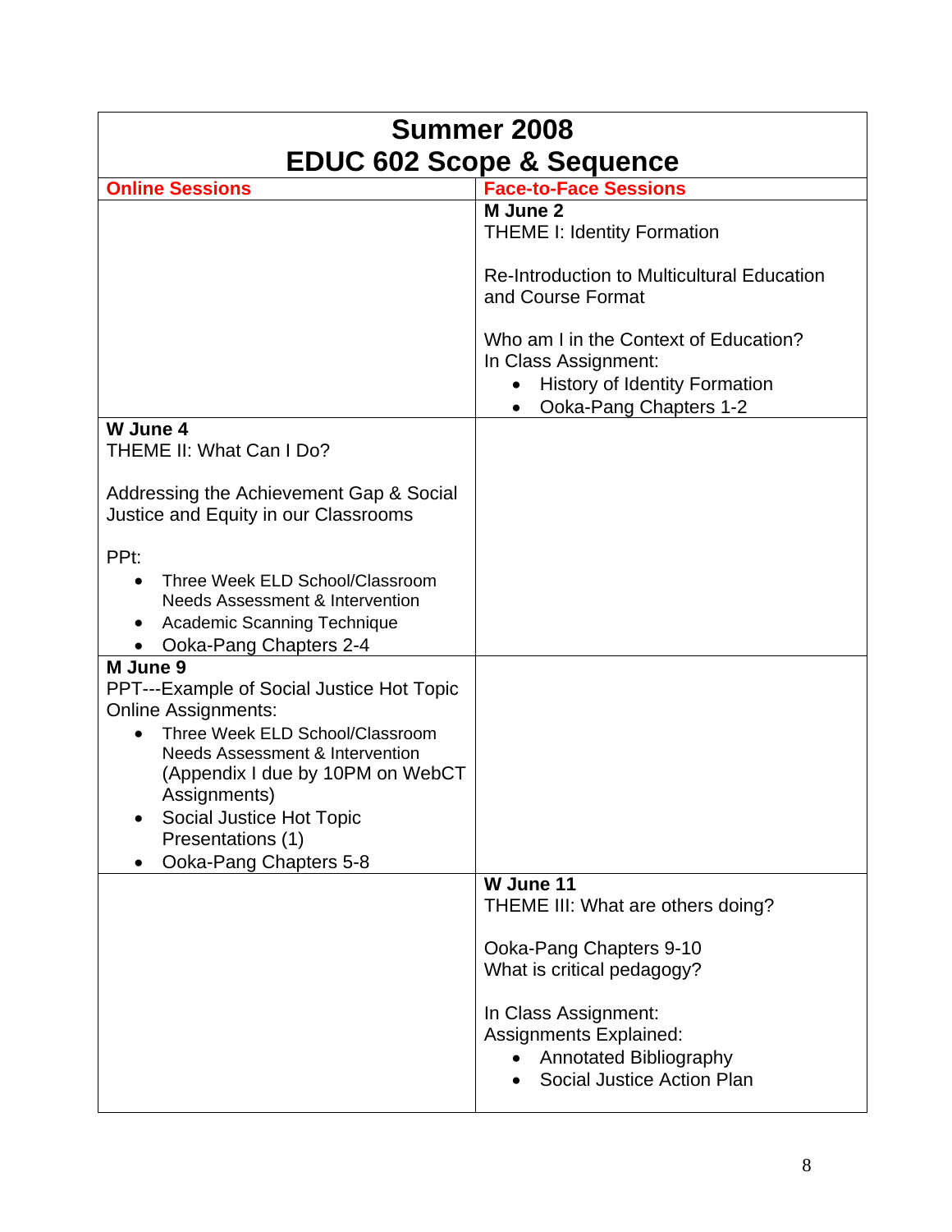# Summer 2008
# EDUC 602 Scope & Sequence

| Online Sessions | Face-to-Face Sessions |
|---|---|
| | **M June 2**<br>THEME I: Identity Formation<br><br>Re-Introduction to Multicultural Education and Course Format<br><br>Who am I in the Context of Education?<br>In Class Assignment:<br>• History of Identity Formation<br>• Ooka-Pang Chapters 1-2 |
| **W June 4**<br>THEME II: What Can I Do?<br><br>Addressing the Achievement Gap & Social Justice and Equity in our Classrooms<br><br>PPt:<br>• Three Week ELD School/Classroom Needs Assessment & Intervention<br>• Academic Scanning Technique<br>• Ooka-Pang Chapters 2-4 | |
| **M June 9**<br>PPT---Example of Social Justice Hot Topic<br>Online Assignments:<br>• Three Week ELD School/Classroom Needs Assessment & Intervention (Appendix I due by 10PM on WebCT Assignments)<br>• Social Justice Hot Topic Presentations (1)<br>• Ooka-Pang Chapters 5-8 | |
| | **W June 11**<br>THEME III: What are others doing?<br><br>Ooka-Pang Chapters 9-10<br>What is critical pedagogy?<br><br>In Class Assignment:<br>Assignments Explained:<br>• Annotated Bibliography<br>• Social Justice Action Plan |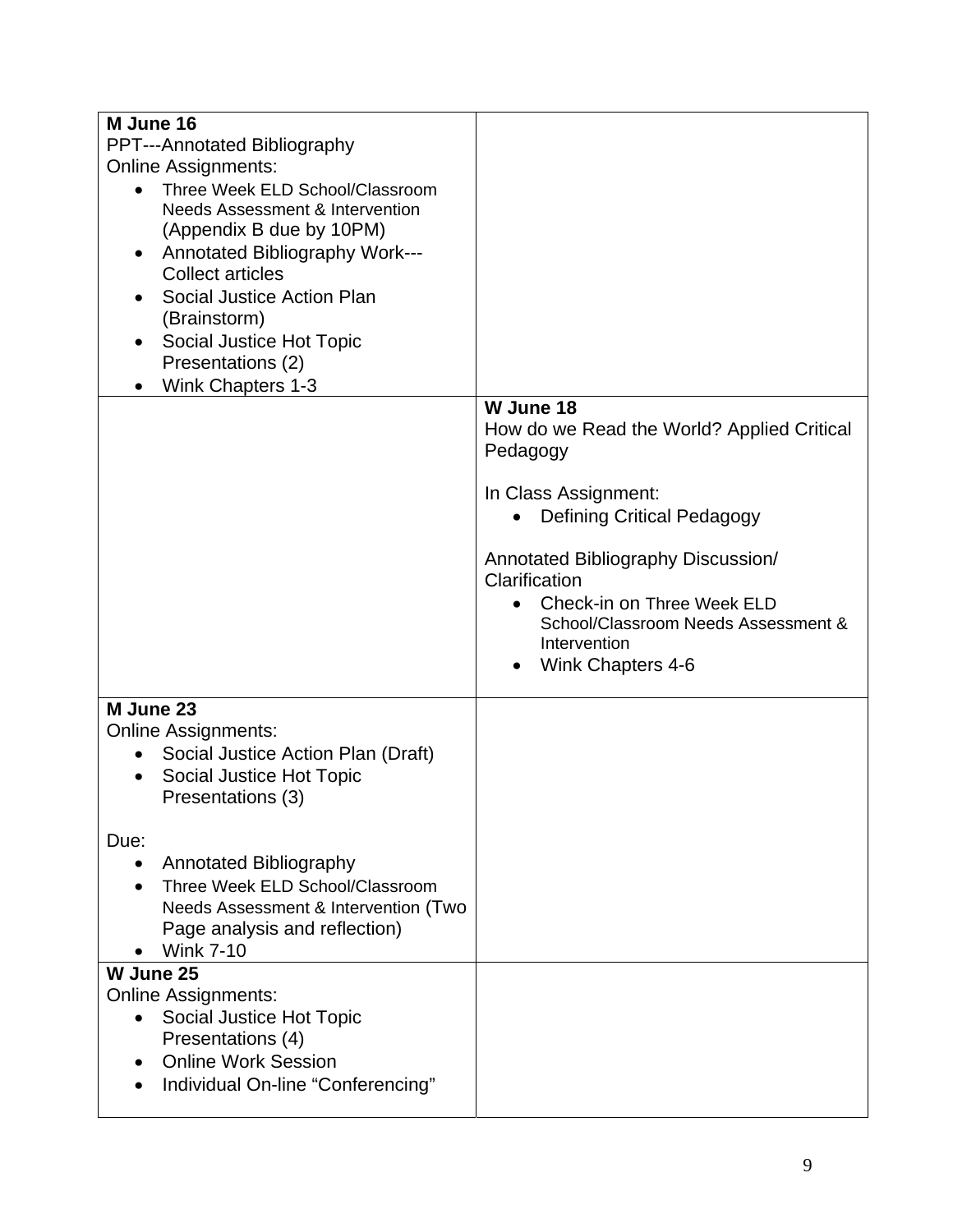| | |
|---|---|
| **M June 16**<br>PPT---Annotated Bibliography<br>Online Assignments:<br>• Three Week ELD School/Classroom Needs Assessment & Intervention (Appendix B due by 10PM)<br>• Annotated Bibliography Work---Collect articles<br>• Social Justice Action Plan (Brainstorm)<br>• Social Justice Hot Topic Presentations (2)<br>• Wink Chapters 1-3 | |
| | **W June 18**<br>How do we Read the World? Applied Critical Pedagogy<br><br>In Class Assignment:<br>• Defining Critical Pedagogy<br><br>Annotated Bibliography Discussion/ Clarification<br>• Check-in on Three Week ELD School/Classroom Needs Assessment & Intervention<br>• Wink Chapters 4-6 |
| **M June 23**<br>Online Assignments:<br>• Social Justice Action Plan (Draft)<br>• Social Justice Hot Topic Presentations (3)<br><br>Due:<br>• Annotated Bibliography<br>• Three Week ELD School/Classroom Needs Assessment & Intervention (Two Page analysis and reflection)<br>• Wink 7-10 | |
| **W June 25**<br>Online Assignments:<br>• Social Justice Hot Topic Presentations (4)<br>• Online Work Session<br>• Individual On-line "Conferencing" | |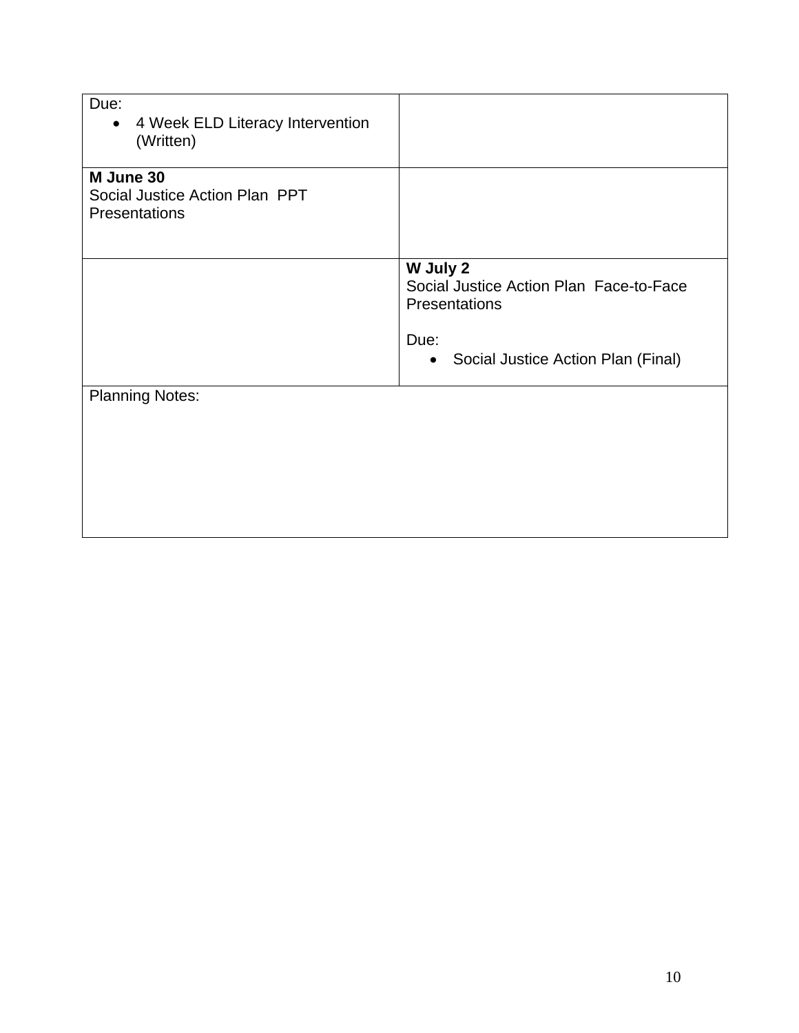| | |
|---|---|
| Due:<br>• 4 Week ELD Literacy Intervention (Written) | |
| **M June 30**<br>Social Justice Action Plan PPT Presentations | |
| | **W July 2**<br>Social Justice Action Plan Face-to-Face Presentations<br><br>Due:<br>• Social Justice Action Plan (Final) |
| Planning Notes: | |